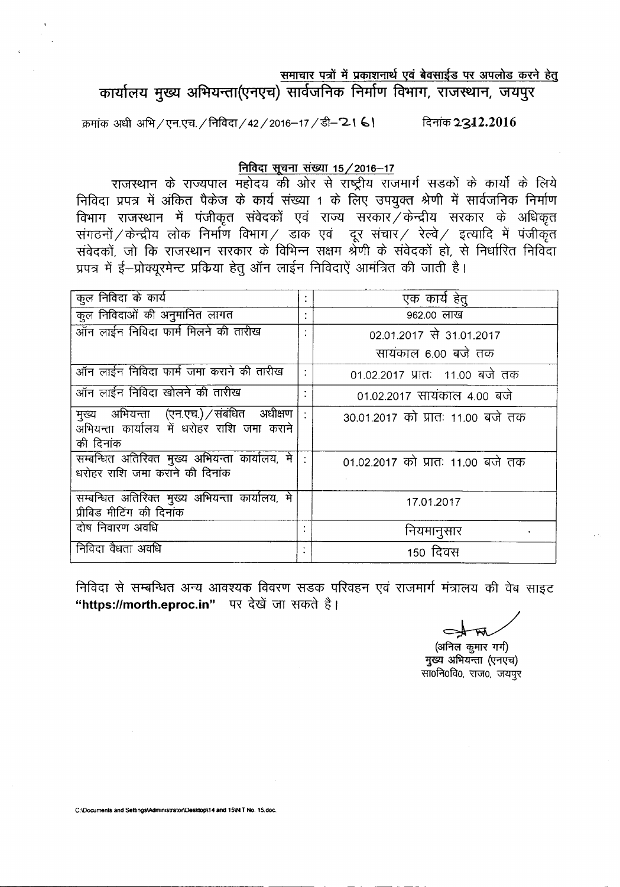<u>समाचार पत्रों में प्रकाशनार्थ एवं बेवसाईड पर अपलोड करने हेतु</u>

# कार्यालय मुख्य अभियन्ता(एनएच) सार्वजनिक निर्माण विभाग, राजस्थान, जयपुर

क्रमांक अधी अभि / एन.एच. / निविदा / 42 / 2016–17 / डी–2161 दिनांक 23.12.2016

## निविदा सूचना संख्या 15 / 2016–17

राजस्थान के राज्यपाल महोदय की ओर से राष्ट्रीय राजमार्ग सडकों के कार्यो के लिये निविदा प्रपत्र में अंकित पैकेज के कार्य संख्या 1 के लिए उपयुक्त श्रेणी में सार्वजनिक निर्माण विभाग राजस्थान में पंजीकृत संवेदकों एवं राज्य सरकार / केन्द्रीय सरकार के अधिकृत संगठनों / केन्द्रीय लोक निर्माण विभाग / डाक एवं दूर संचार / रेल्वे / इत्यादि में पंजीकृत संवेदकों, जो कि राजस्थान सरकार के विभिन्न सक्षम श्रेणी के संवेदकों हो, से निर्धारित निविदा प्रपत्र में ई–प्रोक्यूरमेन्ट प्रकिया हेतु ऑन लाईन निविदाऐं आमंत्रित की जाती है।

| | | |
|---|---|---|
| कुल निविदा के कार्य | : | एक कार्य हेतु |
| कुल निविदाओं की अनुमानित लागत | : | 962.00 लाख |
| ऑन लाईन निविदा फार्म मिलने की तारीख | : | 02.01.2017 से 31.01.2017 सायंकाल 6.00 बजे तक |
| ऑन लाईन निविदा फार्म जमा कराने की तारीख | : | 01.02.2017 प्रातः 11.00 बजे तक |
| ऑन लाईन निविदा खोलने की तारीख | : | 01.02.2017 सायंकाल 4.00 बजे |
| मुख्य अभियन्ता (एन.एच.) / संबंधित अधीक्षण अभियन्ता कार्यालय में धरोहर राशि जमा कराने की दिनांक | : | 30.01.2017 को प्रातः 11.00 बजे तक |
| सम्बन्धित अतिरिक्त मुख्य अभियन्ता कार्यालय, मे धरोहर राशि जमा कराने की दिनांक | : | 01.02.2017 को प्रातः 11.00 बजे तक |
| सम्बन्धित अतिरिक्त मुख्य अभियन्ता कार्यालय, मे प्रीबिड मीटिंग की दिनांक | | 17.01.2017 |
| दोष निवारण अवधि | : | नियमानुसार |
| निविदा वैधता अवधि | : | 150 दिवस |

निविदा से सम्बन्धित अन्य आवश्यक विवरण सडक परिवहन एवं राजमार्ग मंत्रालय की वेब साइट **"https://morth.eproc.in"** पर देखें जा सकते है।

(अनिल कुमार गर्ग)
मुख्य अभियन्ता (एनएच)
सा0नि0वि0, राज0, जयपुर

C:\Documents and Settings\Administrator\Desktop\14 and 15\NIT No. 15.doc.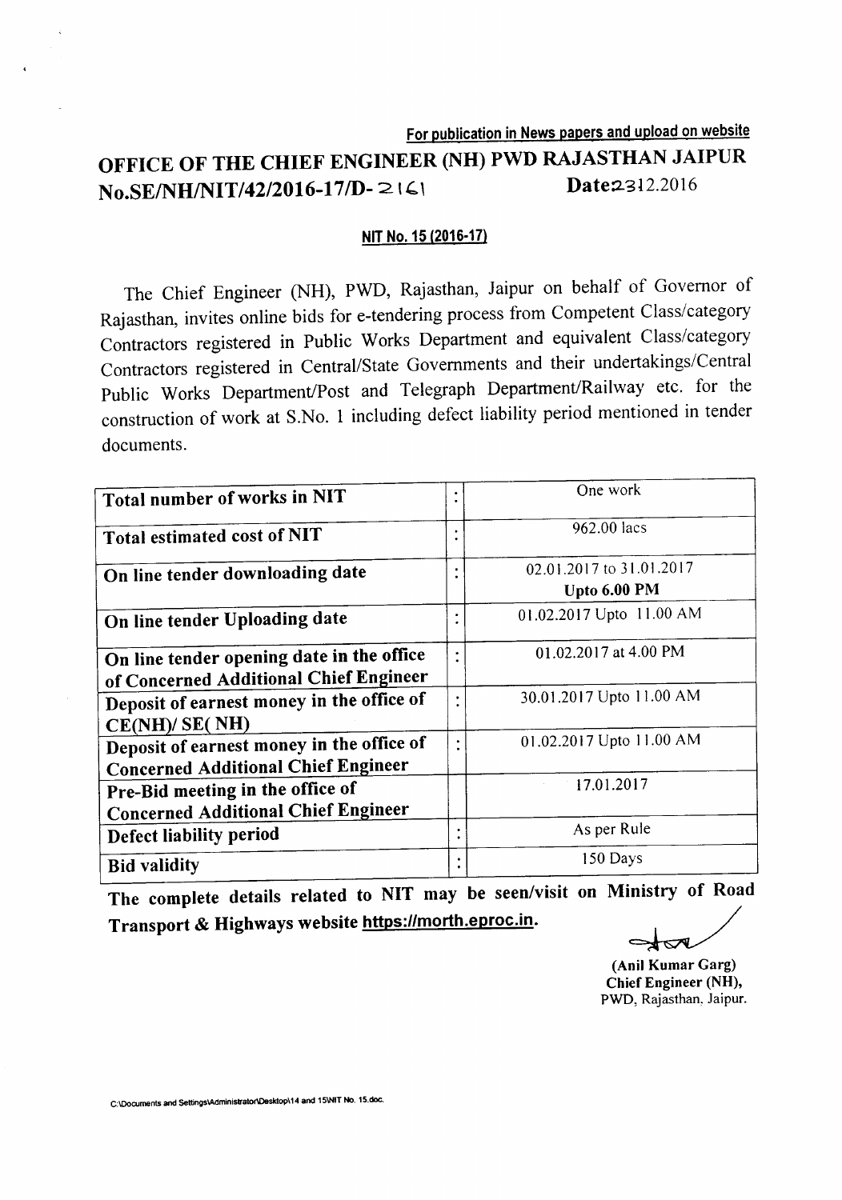For publication in News papers and upload on website

# OFFICE OF THE CHIEF ENGINEER (NH) PWD RAJASTHAN JAIPUR

**No.SE/NH/NIT/42/2016-17/D- 2161** **Date 23.12.2016**

**NIT No. 15 (2016-17)**

The Chief Engineer (NH), PWD, Rajasthan, Jaipur on behalf of Governor of Rajasthan, invites online bids for e-tendering process from Competent Class/category Contractors registered in Public Works Department and equivalent Class/category Contractors registered in Central/State Governments and their undertakings/Central Public Works Department/Post and Telegraph Department/Railway etc. for the construction of work at S.No. 1 including defect liability period mentioned in tender documents.

| | | |
|---|---|---|
| **Total number of works in NIT** | : | One work |
| **Total estimated cost of NIT** | : | 962.00 lacs |
| **On line tender downloading date** | : | 02.01.2017 to 31.01.2017 **Upto 6.00 PM** |
| **On line tender Uploading date** | : | 01.02.2017 Upto 11.00 AM |
| **On line tender opening date in the office of Concerned Additional Chief Engineer** | : | 01.02.2017 at 4.00 PM |
| **Deposit of earnest money in the office of CE(NH)/ SE( NH)** | : | 30.01.2017 Upto 11.00 AM |
| **Deposit of earnest money in the office of Concerned Additional Chief Engineer** | : | 01.02.2017 Upto 11.00 AM |
| **Pre-Bid meeting in the office of Concerned Additional Chief Engineer** | | 17.01.2017 |
| **Defect liability period** | : | As per Rule |
| **Bid validity** | : | 150 Days |

**The complete details related to NIT may be seen/visit on Ministry of Road Transport & Highways website https://morth.eproc.in.**

**(Anil Kumar Garg)**
**Chief Engineer (NH),**
PWD, Rajasthan, Jaipur.

C:\Documents and Settings\Administrator\Desktop\14 and 15\NIT No. 15.doc.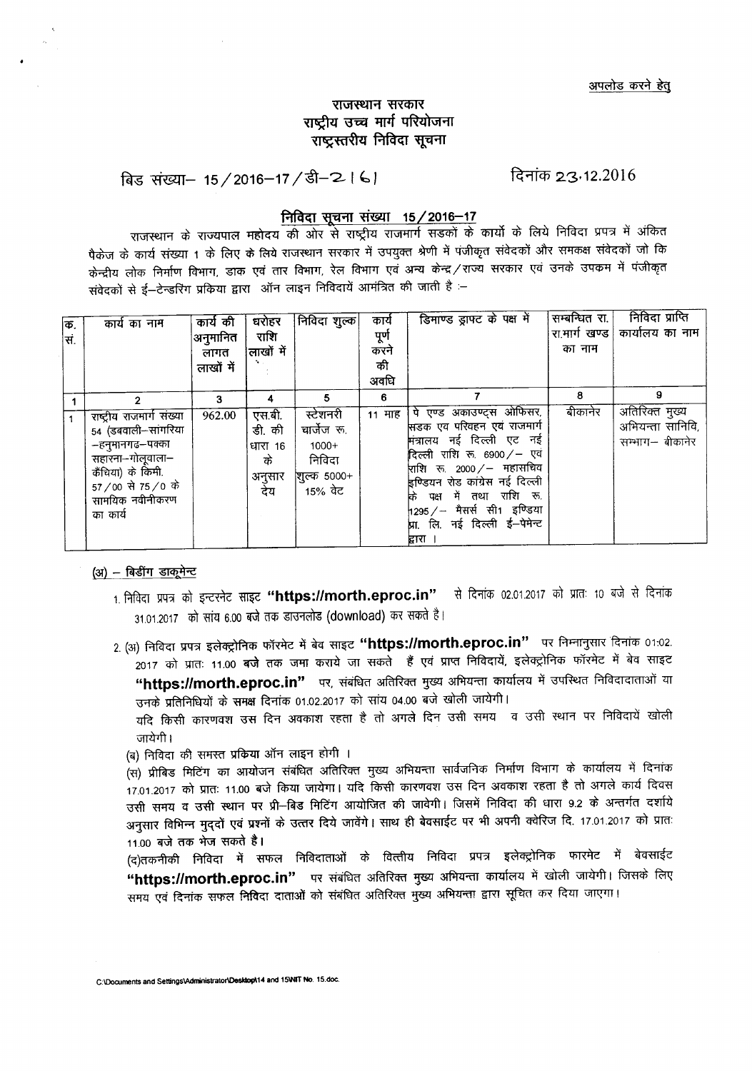अपलोड करने हेतु

# राजस्थान सरकार
## राष्ट्रीय उच्च मार्ग परियोजना
## राष्ट्रस्तरीय निविदा सूचना

बिड संख्या– 15/2016–17/डी–2161 दिनांक 23.12.2016

### निविदा सूचना संख्या 15/2016–17

राजस्थान के राज्यपाल महोदय की ओर से राष्ट्रीय राजमार्ग सडकों के कार्यो के लिये निविदा प्रपत्र में अंकित पैकेज के कार्य संख्या 1 के लिए के लिये राजस्थान सरकार में उपयुक्त श्रेणी में पंजीकृत संवेदकों और समकक्ष संवेदकों जो कि केन्द्रीय लोक निर्माण विभाग, डाक एवं तार विभाग, रेल विभाग एवं अन्य केन्द्र/राज्य सरकार एवं उनके उपकम में पंजीकृत संवेदकों से ई–टेन्डरिंग प्रकिया द्वारा ऑन लाइन निविदायें आमंत्रित की जाती है :–

| क. सं. | कार्य का नाम | कार्य की अनुमानित लागत लाखों में | धरोहर राशि लाखों में | निविदा शुल्क | कार्य पूर्ण करने की अवधि | डिमाण्ड ड्राफ्ट के पक्ष में | सम्बन्धित रा. रा.मार्ग खण्ड का नाम | निविदा प्राप्ति कार्यालय का नाम |
|---|---|---|---|---|---|---|---|---|
| 1 | 2 | 3 | 4 | 5 | 6 | 7 | 8 | 9 |
| 1 | राष्ट्रीय राजमार्ग संख्या 54 (डबवाली–सांगरिया –हनुमानगढ–पक्का सहारना–गोलूवाला–कैंचिया) के किमी. 57/00 से 75/0 के सामयिक नवीनीकरण का कार्य | 962.00 | एस.बी. डी. की धारा 16 के अनुसार देय | स्टेशनरी चार्जेज रू. 1000+ निविदा शुल्क 5000+ 15% वेट | 11 माह | पे एण्ड अकाउण्ट्स ओफिसर, सडक एव परिवहन एवं राजमार्ग मंत्रालय नई दिल्ली एट नई दिल्ली राशि रू. 6900/– एवं राशि रू. 2000/– महासचिव इण्डियन रोड कांग्रेस नई दिल्ली के पक्ष में तथा राशि रू. 1295/– मैसर्स सी1 इण्डिया प्रा. लि. नई दिल्ली ई–पेमेन्ट द्वारा । | बीकानेर | अतिरिक्त मुख्य अभियन्ता सानिवि, सम्भाग– बीकानेर |

**(अ) – बिडींग डाकूमेन्ट**

1. निविदा प्रपत्र को इन्टरनेट साइट **"https://morth.eproc.in"** से दिनांक 02.01.2017 को प्रातः 10 बजे से दिनांक 31.01.2017 को सांय 6.00 बजे तक डाउनलोड (download) कर सकते है।

2. (अ) निविदा प्रपत्र इलेक्ट्रोनिक फॉरमेट में बेव साइट **"https://morth.eproc.in"** पर निम्नानुसार दिनांक 01.02.2017 को प्रातः 11.00 बजे तक जमा कराये जा सकते हैं एवं प्राप्त निविदायें, इलेक्ट्रोनिक फॉरमेट में बेव साइट **"https://morth.eproc.in"** पर, संबंधित अतिरिक्त मुख्य अभियन्ता कार्यालय में उपस्थित निविदादाताओं या उनके प्रतिनिधियों के समक्ष दिनांक 01.02.2017 को सांय 04.00 बजे खोली जायेगी।
यदि किसी कारणवश उस दिन अवकाश रहता है तो अगले दिन उसी समय व उसी स्थान पर निविदायें खोली जायेगी।

(ब) निविदा की समस्त प्रकिया ऑन लाइन होगी ।

(स) प्रीबिड मिटिंग का आयोजन संबंधित अतिरिक्त मुख्य अभियन्ता सार्वजनिक निर्माण विभाग के कार्यालय में दिनांक 17.01.2017 को प्रातः 11.00 बजे किया जायेगा। यदि किसी कारणवश उस दिन अवकाश रहता है तो अगले कार्य दिवस उसी समय व उसी स्थान पर प्री–बिड मिटिंग आयोजित की जावेगी। जिसमें निविदा की धारा 9.2 के अन्तर्गत दर्शाये अनुसार विभिन्न मुददों एवं प्रश्नों के उत्तर दिये जावेंगे। साथ ही बेवसाईट पर भी अपनी क्वेरिज दि. 17.01.2017 को प्रातः 11.00 बजे तक भेज सकते है।

(द)तकनीकी निविदा में सफल निविदाताओं के वित्तीय निविदा प्रपत्र इलेक्ट्रोनिक फारमेट में बेवसाईट **"https://morth.eproc.in"** पर संबंधित अतिरिक्त मुख्य अभियन्ता कार्यालय में खोली जायेगी। जिसके लिए समय एवं दिनांक सफल निविदा दाताओं को संबंधित अतिरिक्त मुख्य अभियन्ता द्वारा सूचित कर दिया जाएगा।

C:\Documents and Settings\Administrator\Desktop\14 and 15\NIT No. 15.doc.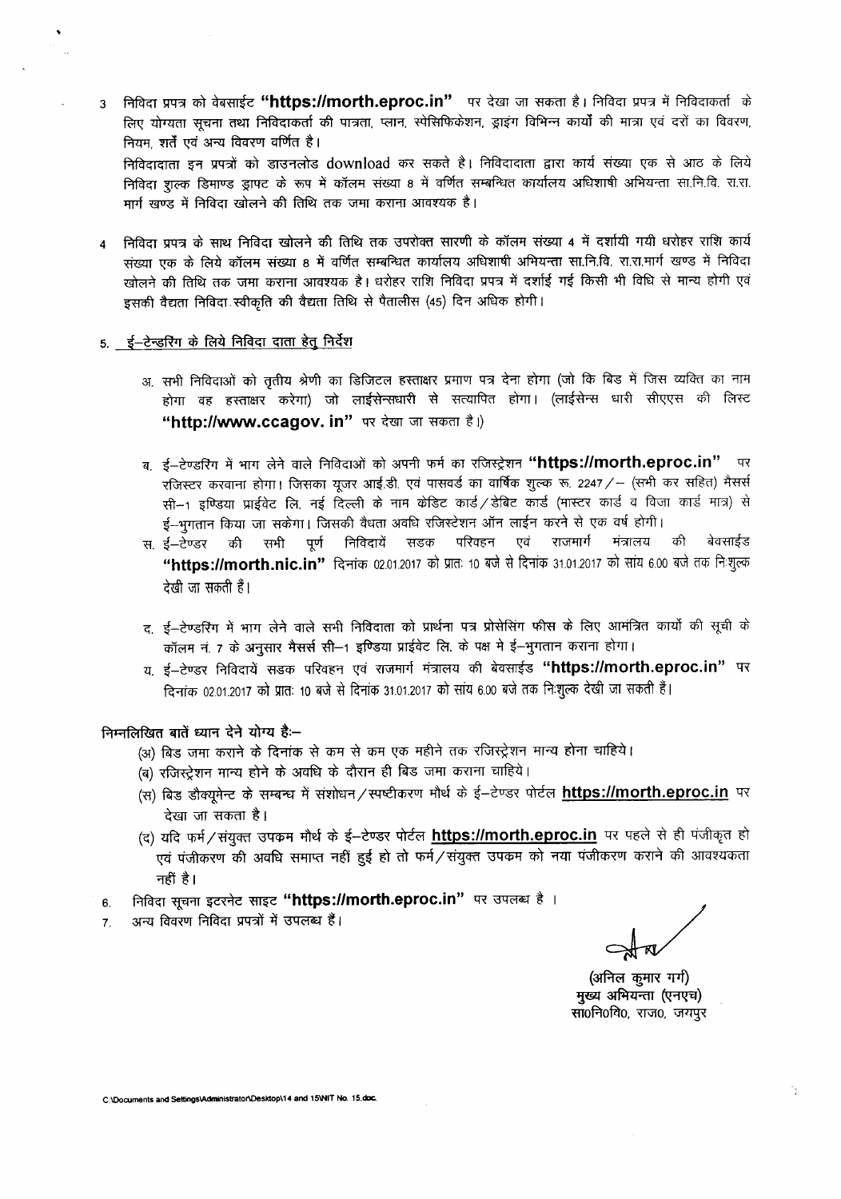3 निविदा प्रपत्र को वेबसाईट **"https://morth.eproc.in"** पर देखा जा सकता है। निविदा प्रपत्र में निविदाकर्ता के लिए योग्यता सूचना तथा निविदाकर्ता की पात्रता, प्लान, स्पेसिफिकेशन, ड्राइंग विभिन्न कार्यों की मात्रा एवं दरों का विवरण, नियम, शर्तें एवं अन्य विवरण वर्णित है।

निविदादाता इन प्रपत्रों को डाउनलोड download कर सकते है। निविदादाता द्वारा कार्य संख्या एक से आठ के लिये निविदा शुल्क डिमाण्ड ड्राफ्ट के रूप में कॉलम संख्या 8 में वर्णित सम्बन्धित कार्यालय अधिशाषी अभियन्ता सा.नि.वि. रा.रा. मार्ग खण्ड में निविदा खोलने की तिथि तक जमा कराना आवश्यक है।

4 निविदा प्रपत्र के साथ निविदा खोलने की तिथि तक उपरोक्त सारणी के कॉलम संख्या 4 में दर्शायी गयी धरोहर राशि कार्य संख्या एक के लिये कॉलम संख्या 8 में वर्णित सम्बन्धित कार्यालय अधिशाषी अभियन्ता सा.नि.वि. रा.रा.मार्ग खण्ड में निविदा खोलने की तिथि तक जमा कराना आवश्यक है। धरोहर राशि निविदा प्रपत्र में दर्शाई गई किसी भी विधि से मान्य होगी एवं इसकी वैद्यता निविदा स्वीकृति की वैद्यता तिथि से पैतालीस (45) दिन अधिक होगी।

5. <u>ई–टेन्डरिंग के लिये निविदा दाता हेतु निर्देश</u>

अ. सभी निविदाओं को तृतीय श्रेणी का डिजिटल हस्ताक्षर प्रमाण पत्र देना होगा (जो कि बिड में जिस व्यक्ति का नाम होगा वह हस्ताक्षर करेगा) जो लाईसेन्सधारी से सत्यापित होगा। (लाईसेन्स धारी सीएएस की लिस्ट **"http://www.ccagov. in"** पर देखा जा सकता है।)

ब. ई–टेण्डरिंग में भाग लेने वाले निविदाओं को अपनी फर्म का रजिस्ट्रेशन **"https://morth.eproc.in"** पर रजिस्टर करवाना होगा। जिसका यूजर आई.डी. एवं पासवर्ड का वार्षिक शुल्क रू. 2247/– (सभी कर सहित) मैसर्स सी–1 इण्डिया प्राईवेट लि. नई दिल्ली के नाम केडिट कार्ड/डेबिट कार्ड (मास्टर कार्ड व विजा कार्ड मात्र) से ई–भुगतान किया जा सकेगा। जिसकी वैधता अवधि रजिस्टेशन ऑन लाईन करने से एक वर्ष होगी।

स. ई–टेण्डर की सभी पूर्ण निविदायें सडक परिवहन एवं राजमार्ग मंत्रालय की बेवसाईड **"https://morth.nic.in"** दिनांक 02.01.2017 को प्रातः 10 बजे से दिनांक 31.01.2017 को सांय 6.00 बजे तक निःशुल्क देखी जा सकती हैं।

द. ई–टेण्डरिंग में भाग लेने वाले सभी निविदाता को प्रार्थना पत्र प्रोसेसिंग फीस के लिए आमंत्रित कार्यों की सूची के कॉलम नं. 7 के अनुसार मैसर्स सी–1 इण्डिया प्राईवेट लि. के पक्ष मे ई–भुगतान कराना होगा।

य. ई–टेण्डर निविदायें सडक परिवहन एवं राजमार्ग मंत्रालय की बेवसाईड **"https://morth.eproc.in"** पर दिनांक 02.01.2017 को प्रातः 10 बजे से दिनांक 31.01.2017 को सांय 6.00 बजे तक निःशुल्क देखी जा सकती हैं।

**निम्नलिखित बातें ध्यान देने योग्य हैः–**

(अ) बिड जमा कराने के दिनांक से कम से कम एक महीने तक रजिस्ट्रेशन मान्य होना चाहिये।

(ब) रजिस्ट्रेशन मान्य होने के अवधि के दौरान ही बिड जमा कराना चाहिये।

(स) बिड डौक्यूमेन्ट के सम्बन्ध में संशोधन/स्पष्टीकरण मौर्थ के ई–टेण्डर पोर्टल **<u>https://morth.eproc.in</u>** पर देखा जा सकता है।

(द) यदि फर्म/संयुक्त उपक्रम मौर्थ के ई–टेण्डर पोर्टल **<u>https://morth.eproc.in</u>** पर पहले से ही पंजीकृत हो एवं पंजीकरण की अवधि समाप्त नहीं हुई हो तो फर्म/संयुक्त उपक्रम को नया पंजीकरण कराने की आवश्यकता नहीं है।

6. निविदा सूचना इटरनेट साइट **"https://morth.eproc.in"** पर उपलब्ध है ।

7. अन्य विवरण निविदा प्रपत्रों में उपलब्ध हैं।

(अनिल कुमार गर्ग)
मुख्य अभियन्ता (एनएच)
सा0नि0वि0, राज0, जयपुर

C:\Documents and Settings\Administrator\Desktop\14 and 15\NIT No. 15.doc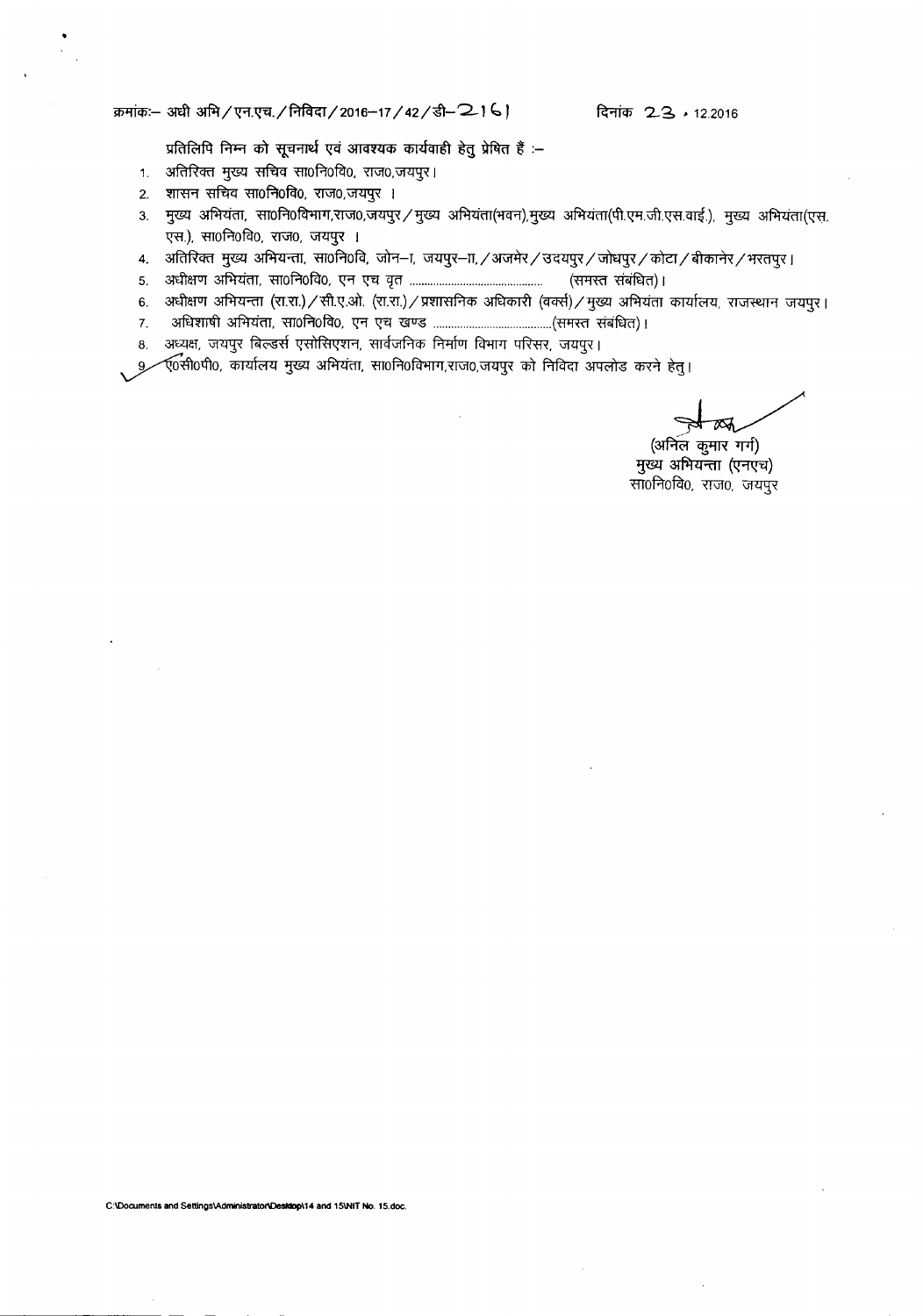क्रमांकः– अधी अभि / एन.एच. / निविदा / 2016–17 / 42 / डी– 2161 दिनांक 23 . 12.2016

प्रतिलिपि निम्न को सूचनार्थ एवं आवश्यक कार्यवाही हेतु प्रेषित हैं :–

1. अतिरिक्त मुख्य सचिव सा0नि0वि0, राज0,जयपुर।
2. शासन सचिव सा0नि0वि0, राज0,जयपुर ।
3. मुख्य अभियंता, सा0नि0विभाग,राज0,जयपुर / मुख्य अभियंता(भवन),मुख्य अभियंता(पी.एम.जी.एस.वाई.), मुख्य अभियंता(एस.एस.), सा0नि0वि0, राज0, जयपुर ।
4. अतिरिक्त मुख्य अभियन्ता, सा0नि0वि, जोन–I, जयपुर–II, / अजमेर / उदयपुर / जोधपुर / कोटा / बीकानेर / भरतपुर।
5. अधीक्षण अभियंता, सा0नि0वि0, एन एच वृत ............................................ (समस्त संबंधित)।
6. अधीक्षण अभियन्ता (रा.रा.) / सी.ए.ओ. (रा.रा.) / प्रशासनिक अधिकारी (वर्क्स) / मुख्य अभियंता कार्यालय, राजस्थान जयपुर।
7. अधिशाषी अभियंता, सा0नि0वि0, एन एच खण्ड .......................................(समस्त संबंधित)।
8. अध्यक्ष, जयपुर बिल्डर्स एसोसिएशन, सार्वजनिक निर्माण विभाग परिसर, जयपुर।
9. ए0सी0पी0, कार्यालय मुख्य अभियंता, सा0नि0विभाग,राज0,जयपुर को निविदा अपलोड करने हेतु।

(अनिल कुमार गर्ग)
मुख्य अभियन्ता (एनएच)
सा0नि0वि0, राज0, जयपुर

C:\Documents and Settings\Administrator\Desktop\14 and 15\NIT No. 15.doc.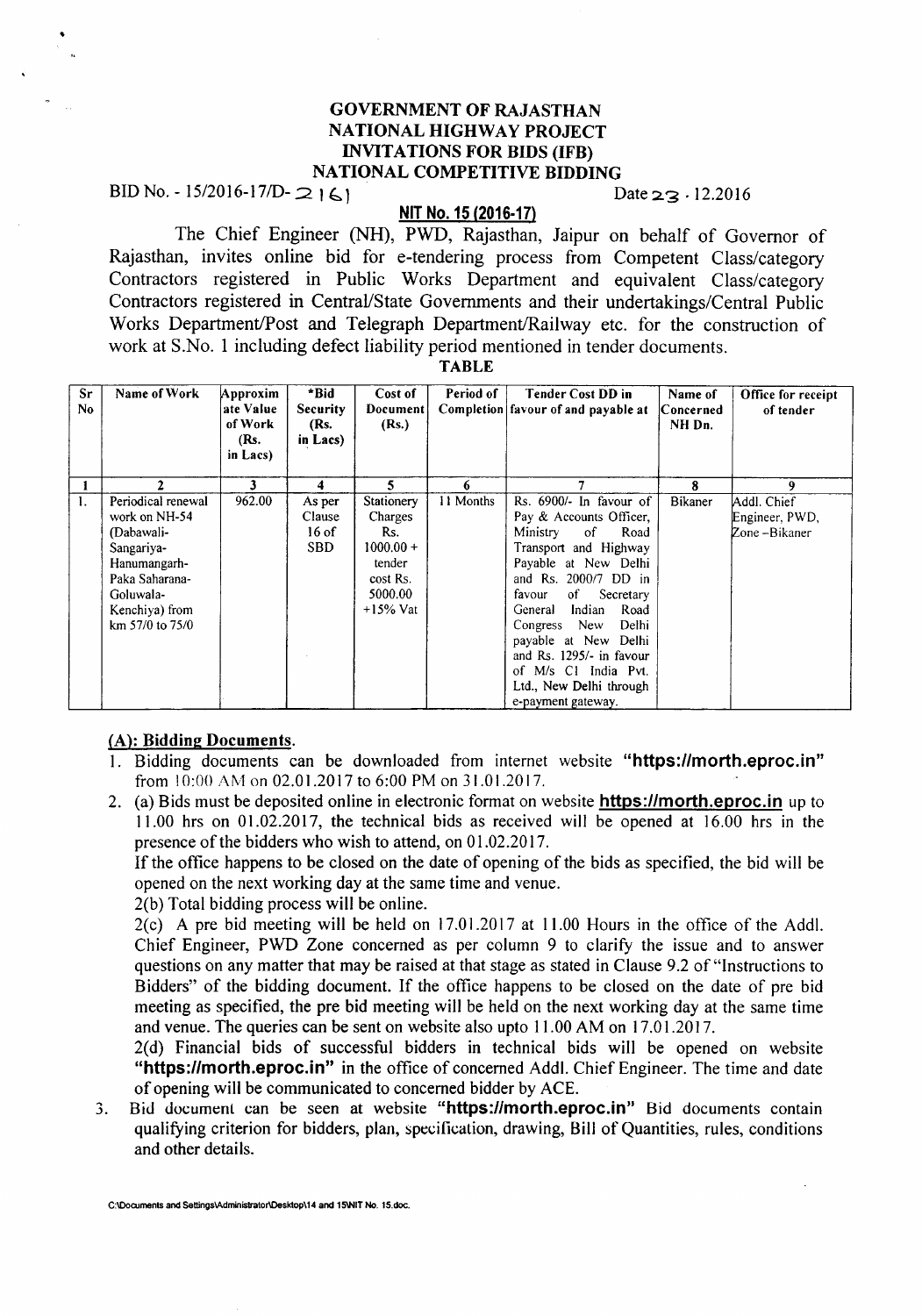# GOVERNMENT OF RAJASTHAN
# NATIONAL HIGHWAY PROJECT
# INVITATIONS FOR BIDS (IFB)
# NATIONAL COMPETITIVE BIDDING

BID No. - 15/2016-17/D- 2161 Date 23 . 12.2016

**NIT No. 15 (2016-17)**

The Chief Engineer (NH), PWD, Rajasthan, Jaipur on behalf of Governor of Rajasthan, invites online bid for e-tendering process from Competent Class/category Contractors registered in Public Works Department and equivalent Class/category Contractors registered in Central/State Governments and their undertakings/Central Public Works Department/Post and Telegraph Department/Railway etc. for the construction of work at S.No. 1 including defect liability period mentioned in tender documents.

**TABLE**

| Sr No | Name of Work | Approximate Value of Work (Rs. in Lacs) | *Bid Security (Rs. in Lacs) | Cost of Document (Rs.) | Period of Completion | Tender Cost DD in favour of and payable at | Name of Concerned NH Dn. | Office for receipt of tender |
|---|---|---|---|---|---|---|---|---|
| 1 | 2 | 3 | 4 | 5 | 6 | 7 | 8 | 9 |
| 1. | Periodical renewal work on NH-54 (Dabawali-Sangariya-Hanumangarh-Paka Saharana-Goluwala-Kenchiya) from km 57/0 to 75/0 | 962.00 | As per Clause 16 of SBD | Stationery Charges Rs. 1000.00 + tender cost Rs. 5000.00 +15% Vat | 11 Months | Rs. 6900/- In favour of Pay & Accounts Officer, Ministry of Road Transport and Highway Payable at New Delhi and Rs. 2000/7 DD in favour of Secretary General Indian Road Congress New Delhi payable at New Delhi and Rs. 1295/- in favour of M/s C1 India Pvt. Ltd., New Delhi through e-payment gateway. | Bikaner | Addl. Chief Engineer, PWD, Zone –Bikaner |

## (A): Bidding Documents.

1. Bidding documents can be downloaded from internet website **"https://morth.eproc.in"** from 10:00 AM on 02.01.2017 to 6:00 PM on 31.01.2017.
2. (a) Bids must be deposited online in electronic format on website **https://morth.eproc.in** up to 11.00 hrs on 01.02.2017, the technical bids as received will be opened at 16.00 hrs in the presence of the bidders who wish to attend, on 01.02.2017.

   If the office happens to be closed on the date of opening of the bids as specified, the bid will be opened on the next working day at the same time and venue.

   2(b) Total bidding process will be online.

   2(c) A pre bid meeting will be held on 17.01.2017 at 11.00 Hours in the office of the Addl. Chief Engineer, PWD Zone concerned as per column 9 to clarify the issue and to answer questions on any matter that may be raised at that stage as stated in Clause 9.2 of "Instructions to Bidders" of the bidding document. If the office happens to be closed on the date of pre bid meeting as specified, the pre bid meeting will be held on the next working day at the same time and venue. The queries can be sent on website also upto 11.00 AM on 17.01.2017.

   2(d) Financial bids of successful bidders in technical bids will be opened on website **"https://morth.eproc.in"** in the office of concerned Addl. Chief Engineer. The time and date of opening will be communicated to concerned bidder by ACE.
3. Bid document can be seen at website **"https://morth.eproc.in"** Bid documents contain qualifying criterion for bidders, plan, specification, drawing, Bill of Quantities, rules, conditions and other details.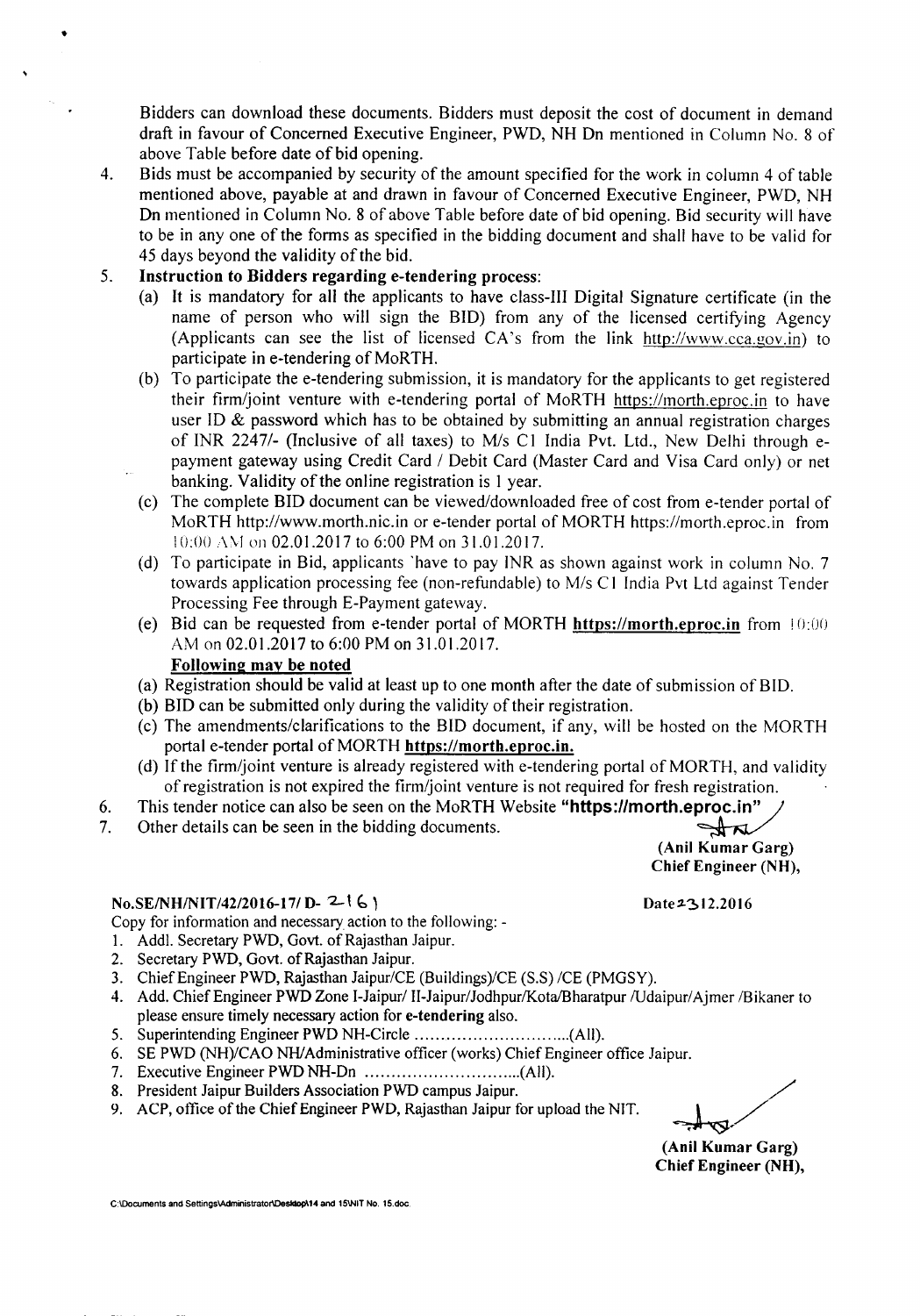Bidders can download these documents. Bidders must deposit the cost of document in demand draft in favour of Concerned Executive Engineer, PWD, NH Dn mentioned in Column No. 8 of above Table before date of bid opening.

4. Bids must be accompanied by security of the amount specified for the work in column 4 of table mentioned above, payable at and drawn in favour of Concerned Executive Engineer, PWD, NH Dn mentioned in Column No. 8 of above Table before date of bid opening. Bid security will have to be in any one of the forms as specified in the bidding document and shall have to be valid for 45 days beyond the validity of the bid.

5. **Instruction to Bidders regarding e-tendering process:**
   (a) It is mandatory for all the applicants to have class-III Digital Signature certificate (in the name of person who will sign the BID) from any of the licensed certifying Agency (Applicants can see the list of licensed CA's from the link http://www.cca.gov.in) to participate in e-tendering of MoRTH.
   (b) To participate the e-tendering submission, it is mandatory for the applicants to get registered their firm/joint venture with e-tendering portal of MoRTH https://morth.eproc.in to have user ID & password which has to be obtained by submitting an annual registration charges of INR 2247/- (Inclusive of all taxes) to M/s C1 India Pvt. Ltd., New Delhi through e-payment gateway using Credit Card / Debit Card (Master Card and Visa Card only) or net banking. Validity of the online registration is 1 year.
   (c) The complete BID document can be viewed/downloaded free of cost from e-tender portal of MoRTH http://www.morth.nic.in or e-tender portal of MORTH https://morth.eproc.in from 10:00 AM on 02.01.2017 to 6:00 PM on 31.01.2017.
   (d) To participate in Bid, applicants 'have to pay INR as shown against work in column No. 7 towards application processing fee (non-refundable) to M/s C1 India Pvt Ltd against Tender Processing Fee through E-Payment gateway.
   (e) Bid can be requested from e-tender portal of MORTH **https://morth.eproc.in** from 10:00 AM on 02.01.2017 to 6:00 PM on 31.01.2017.

   **Following may be noted**

   (a) Registration should be valid at least up to one month after the date of submission of BID.
   (b) BID can be submitted only during the validity of their registration.
   (c) The amendments/clarifications to the BID document, if any, will be hosted on the MORTH portal e-tender portal of MORTH **https://morth.eproc.in.**
   (d) If the firm/joint venture is already registered with e-tendering portal of MORTH, and validity of registration is not expired the firm/joint venture is not required for fresh registration.

6. This tender notice can also be seen on the MoRTH Website **"https://morth.eproc.in"**
7. Other details can be seen in the bidding documents.

**(Anil Kumar Garg)**
**Chief Engineer (NH),**

**No.SE/NH/NIT/42/2016-17/ D- 2161** **Date 23.12.2016**

Copy for information and necessary action to the following: -

1. Addl. Secretary PWD, Govt. of Rajasthan Jaipur.
2. Secretary PWD, Govt. of Rajasthan Jaipur.
3. Chief Engineer PWD, Rajasthan Jaipur/CE (Buildings)/CE (S.S) /CE (PMGSY).
4. Add. Chief Engineer PWD Zone I-Jaipur/ II-Jaipur/Jodhpur/Kota/Bharatpur /Udaipur/Ajmer /Bikaner to please ensure timely necessary action for **e-tendering** also.
5. Superintending Engineer PWD NH-Circle ...............................(All).
6. SE PWD (NH)/CAO NH/Administrative officer (works) Chief Engineer office Jaipur.
7. Executive Engineer PWD NH-Dn ...............................(All).
8. President Jaipur Builders Association PWD campus Jaipur.
9. ACP, office of the Chief Engineer PWD, Rajasthan Jaipur for upload the NIT.

**(Anil Kumar Garg)**
**Chief Engineer (NH),**

C:\Documents and Settings\Administrator\Desktop\14 and 15\NIT No. 15.doc